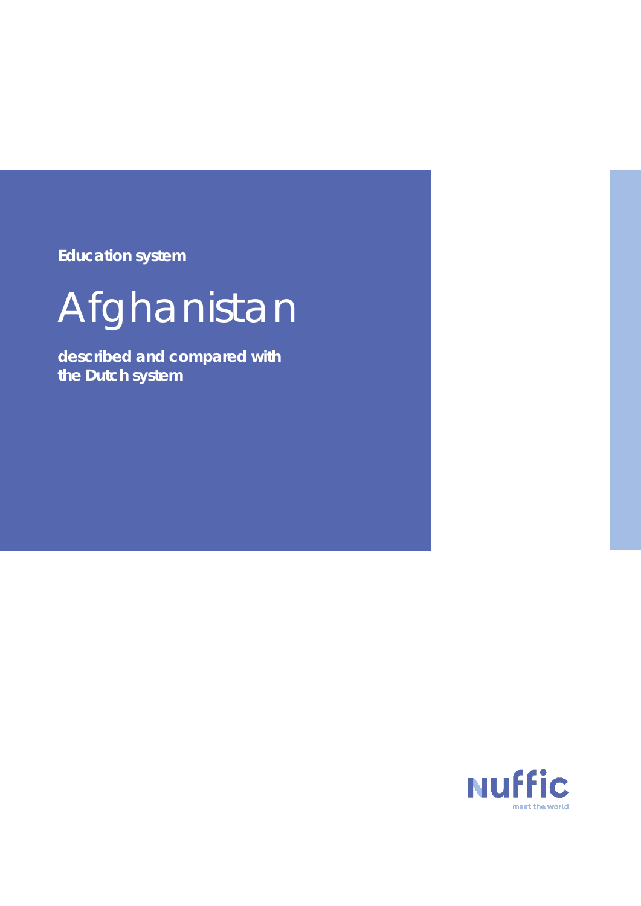Education system

# Afghanistan

**described and compared with the Dutch system**

nuffic

meet the world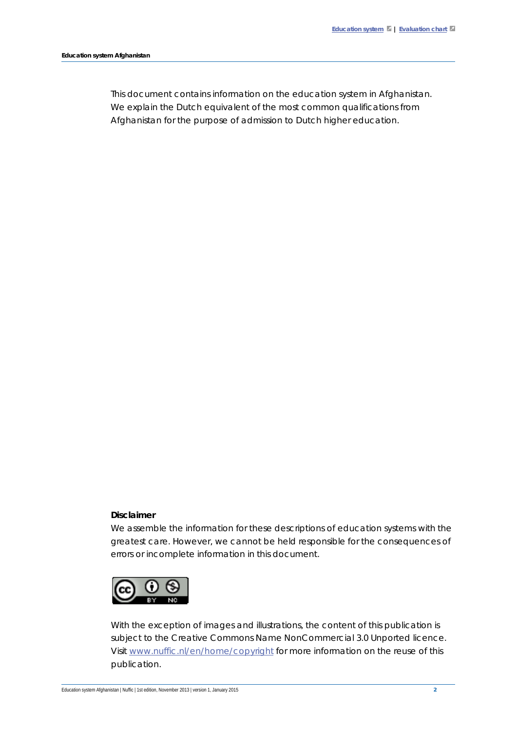This document contains information on the education system in Afghanistan. We explain the Dutch equivalent of the most common qualifications from Afghanistan for the purpose of admission to Dutch higher education.

**Disclaimer**

We assemble the information for these descriptions of education systems with the greatest care. However, we cannot be held responsible for the consequences of errors or incomplete information in this document.

With the exception of images and illustrations, the content of this publication is subject to the Creative Commons Name NonCommercial 3.0 Unported licence. Visit www.nuffic.nl/en/home/copyright for more information on the reuse of this publication.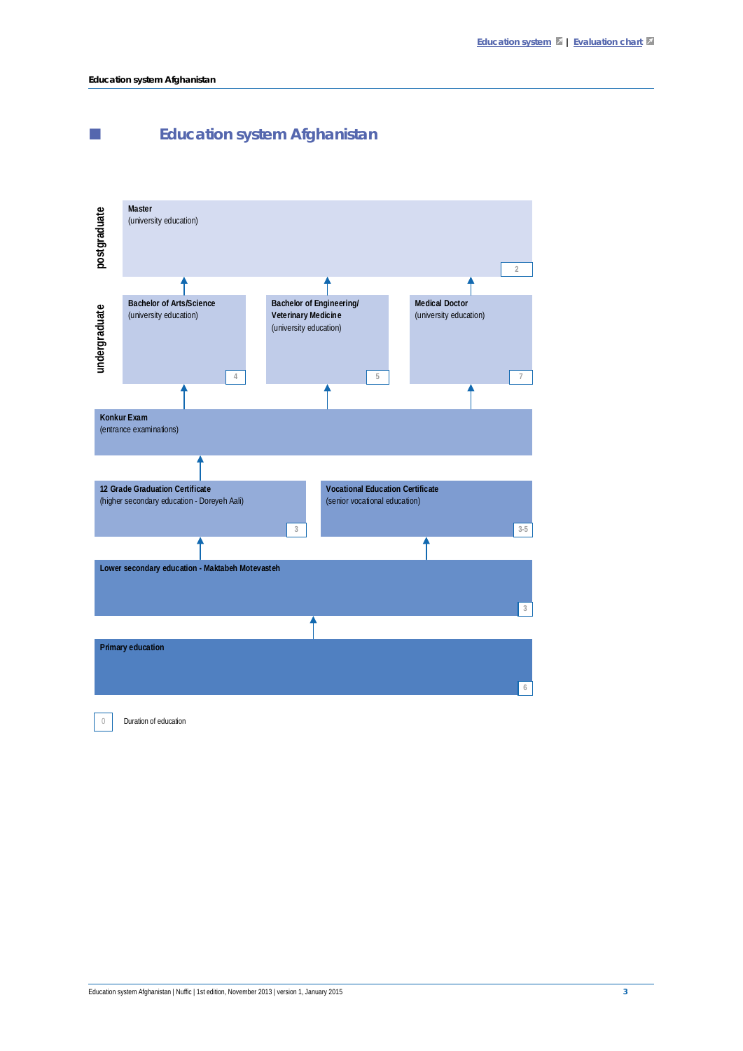# Education system Afghanistan

**postgraduate**

**Master**
(university education)
2

**undergraduate**

**Bachelor of Arts/Science**
(university education)
4

**Bachelor of Engineering/ Veterinary Medicine**
(university education)
5

**Medical Doctor**
(university education)
7

**Konkur Exam**
(entrance examinations)

**12 Grade Graduation Certificate**
(higher secondary education - Doreyeh Aali)
3

**Vocational Education Certificate**
(senior vocational education)
3-5

**Lower secondary education - Maktabeh Motevasteh**
3

**Primary education**
6

0 Duration of education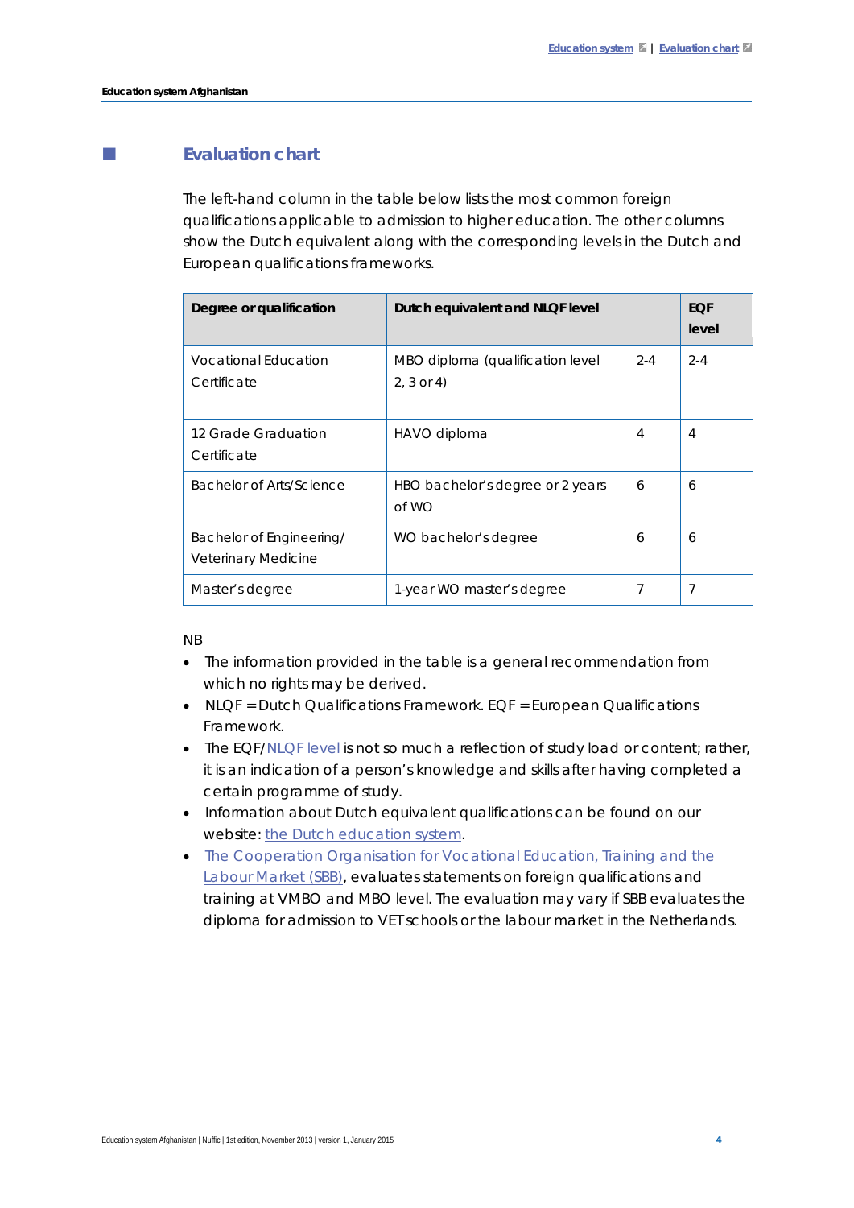## Evaluation chart

The left-hand column in the table below lists the most common foreign qualifications applicable to admission to higher education. The other columns show the Dutch equivalent along with the corresponding levels in the Dutch and European qualifications frameworks.

| Degree or qualification | Dutch equivalent and NLQF level | | EQF level |
|---|---|---|---|
| Vocational Education Certificate | MBO diploma (qualification level 2, 3 or 4) | 2-4 | 2-4 |
| 12 Grade Graduation Certificate | HAVO diploma | 4 | 4 |
| Bachelor of Arts/Science | HBO bachelor's degree or 2 years of WO | 6 | 6 |
| Bachelor of Engineering/ Veterinary Medicine | WO bachelor's degree | 6 | 6 |
| Master's degree | 1-year WO master's degree | 7 | 7 |

NB

- The information provided in the table is a general recommendation from which no rights may be derived.
- NLQF = Dutch Qualifications Framework. EQF = European Qualifications Framework.
- The EQF/NLQF level is not so much a reflection of study load or content; rather, it is an indication of a person's knowledge and skills after having completed a certain programme of study.
- Information about Dutch equivalent qualifications can be found on our website: the Dutch education system.
- The Cooperation Organisation for Vocational Education, Training and the Labour Market (SBB), evaluates statements on foreign qualifications and training at VMBO and MBO level. The evaluation may vary if SBB evaluates the diploma for admission to VET schools or the labour market in the Netherlands.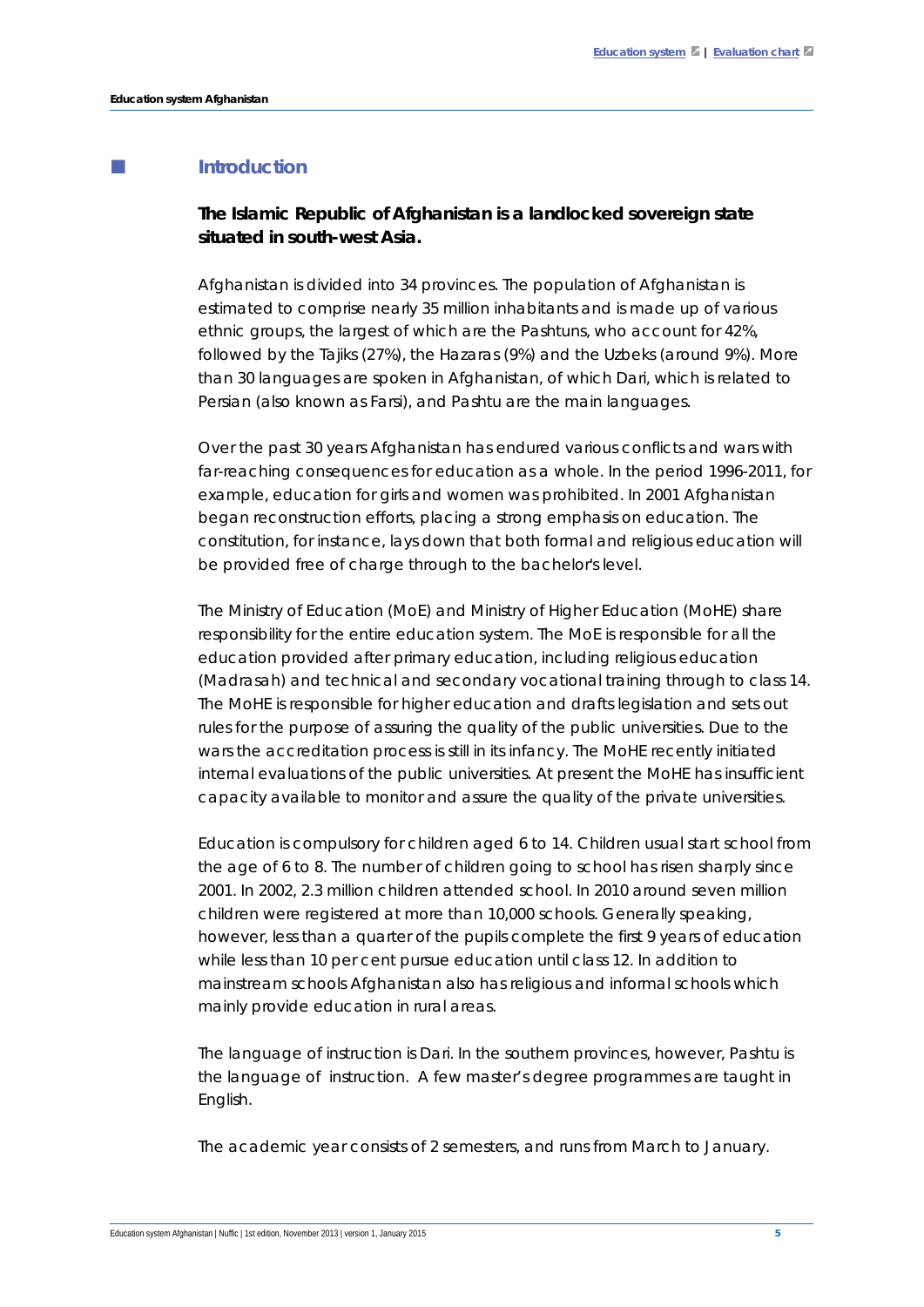## Introduction

**The Islamic Republic of Afghanistan is a landlocked sovereign state situated in south-west Asia.**

Afghanistan is divided into 34 provinces. The population of Afghanistan is estimated to comprise nearly 35 million inhabitants and is made up of various ethnic groups, the largest of which are the Pashtuns, who account for 42%, followed by the Tajiks (27%), the Hazaras (9%) and the Uzbeks (around 9%). More than 30 languages are spoken in Afghanistan, of which Dari, which is related to Persian (also known as Farsi), and Pashtu are the main languages.

Over the past 30 years Afghanistan has endured various conflicts and wars with far-reaching consequences for education as a whole. In the period 1996-2011, for example, education for girls and women was prohibited. In 2001 Afghanistan began reconstruction efforts, placing a strong emphasis on education. The constitution, for instance, lays down that both formal and religious education will be provided free of charge through to the bachelor's level.

The Ministry of Education (MoE) and Ministry of Higher Education (MoHE) share responsibility for the entire education system. The MoE is responsible for all the education provided after primary education, including religious education (Madrasah) and technical and secondary vocational training through to class 14. The MoHE is responsible for higher education and drafts legislation and sets out rules for the purpose of assuring the quality of the public universities. Due to the wars the accreditation process is still in its infancy. The MoHE recently initiated internal evaluations of the public universities. At present the MoHE has insufficient capacity available to monitor and assure the quality of the private universities.

Education is compulsory for children aged 6 to 14. Children usual start school from the age of 6 to 8. The number of children going to school has risen sharply since 2001. In 2002, 2.3 million children attended school. In 2010 around seven million children were registered at more than 10,000 schools. Generally speaking, however, less than a quarter of the pupils complete the first 9 years of education while less than 10 per cent pursue education until class 12. In addition to mainstream schools Afghanistan also has religious and informal schools which mainly provide education in rural areas.

The language of instruction is Dari. In the southern provinces, however, Pashtu is the language of instruction. A few master's degree programmes are taught in English.

The academic year consists of 2 semesters, and runs from March to January.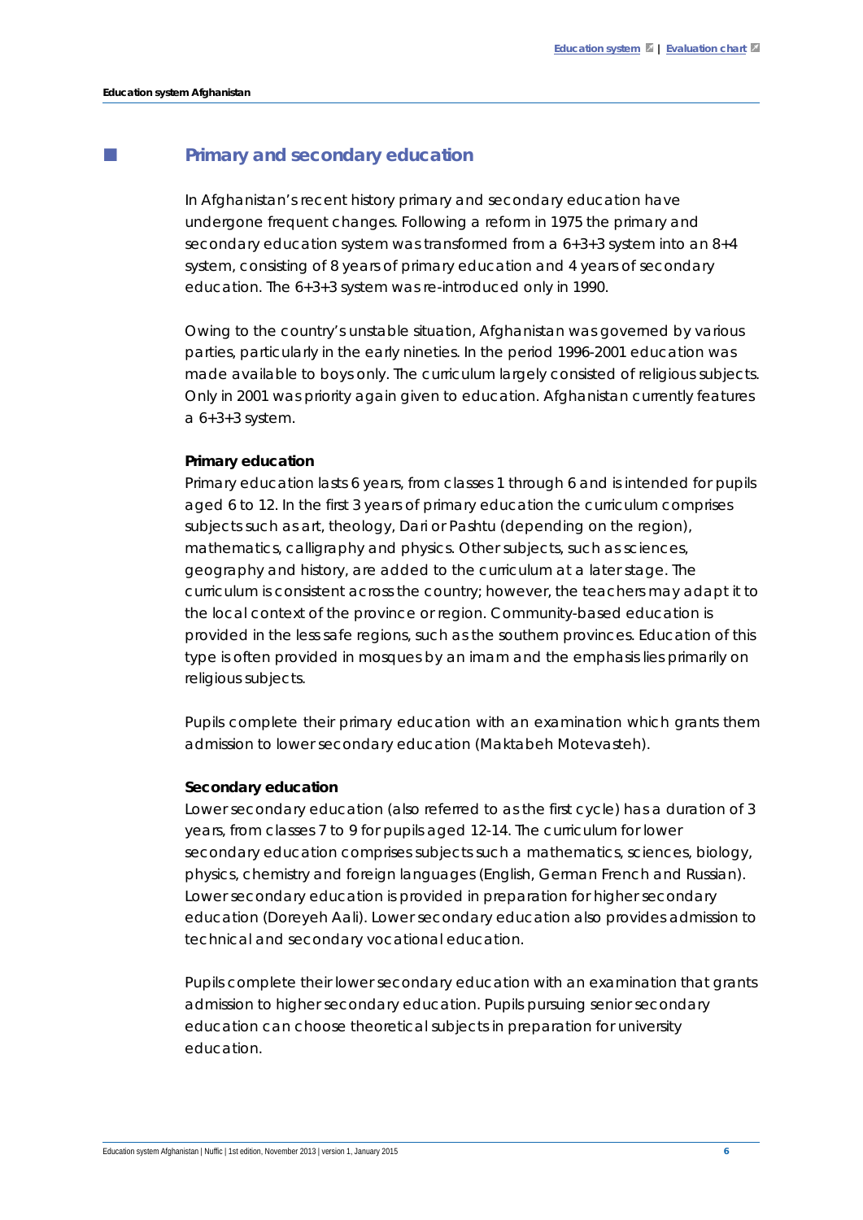## Primary and secondary education

In Afghanistan's recent history primary and secondary education have undergone frequent changes. Following a reform in 1975 the primary and secondary education system was transformed from a 6+3+3 system into an 8+4 system, consisting of 8 years of primary education and 4 years of secondary education. The 6+3+3 system was re-introduced only in 1990.

Owing to the country's unstable situation, Afghanistan was governed by various parties, particularly in the early nineties. In the period 1996-2001 education was made available to boys only. The curriculum largely consisted of religious subjects. Only in 2001 was priority again given to education. Afghanistan currently features a 6+3+3 system.

### Primary education

Primary education lasts 6 years, from classes 1 through 6 and is intended for pupils aged 6 to 12. In the first 3 years of primary education the curriculum comprises subjects such as art, theology, Dari or Pashtu (depending on the region), mathematics, calligraphy and physics. Other subjects, such as sciences, geography and history, are added to the curriculum at a later stage. The curriculum is consistent across the country; however, the teachers may adapt it to the local context of the province or region. Community-based education is provided in the less safe regions, such as the southern provinces. Education of this type is often provided in mosques by an imam and the emphasis lies primarily on religious subjects.

Pupils complete their primary education with an examination which grants them admission to lower secondary education (Maktabeh Motevasteh).

### Secondary education

Lower secondary education (also referred to as the first cycle) has a duration of 3 years, from classes 7 to 9 for pupils aged 12-14. The curriculum for lower secondary education comprises subjects such a mathematics, sciences, biology, physics, chemistry and foreign languages (English, German French and Russian). Lower secondary education is provided in preparation for higher secondary education (Doreyeh Aali). Lower secondary education also provides admission to technical and secondary vocational education.

Pupils complete their lower secondary education with an examination that grants admission to higher secondary education. Pupils pursuing senior secondary education can choose theoretical subjects in preparation for university education.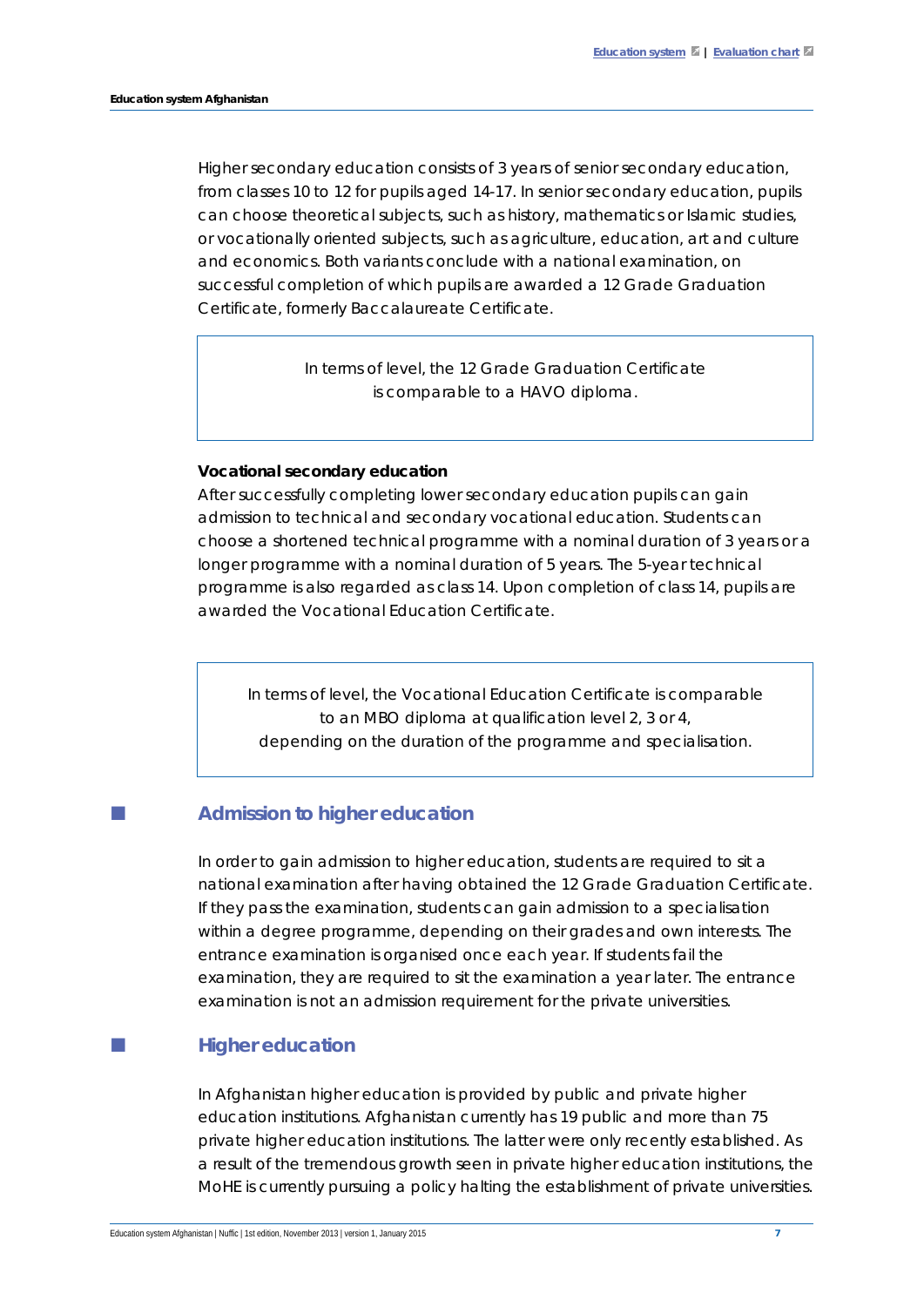Higher secondary education consists of 3 years of senior secondary education, from classes 10 to 12 for pupils aged 14-17. In senior secondary education, pupils can choose theoretical subjects, such as history, mathematics or Islamic studies, or vocationally oriented subjects, such as agriculture, education, art and culture and economics. Both variants conclude with a national examination, on successful completion of which pupils are awarded a 12 Grade Graduation Certificate, formerly Baccalaureate Certificate.

> In terms of level, the 12 Grade Graduation Certificate is comparable to a HAVO diploma.

**Vocational secondary education**

After successfully completing lower secondary education pupils can gain admission to technical and secondary vocational education. Students can choose a shortened technical programme with a nominal duration of 3 years or a longer programme with a nominal duration of 5 years. The 5-year technical programme is also regarded as class 14. Upon completion of class 14, pupils are awarded the Vocational Education Certificate.

> In terms of level, the Vocational Education Certificate is comparable to an MBO diploma at qualification level 2, 3 or 4, depending on the duration of the programme and specialisation.

## Admission to higher education

In order to gain admission to higher education, students are required to sit a national examination after having obtained the 12 Grade Graduation Certificate. If they pass the examination, students can gain admission to a specialisation within a degree programme, depending on their grades and own interests. The entrance examination is organised once each year. If students fail the examination, they are required to sit the examination a year later. The entrance examination is not an admission requirement for the private universities.

## Higher education

In Afghanistan higher education is provided by public and private higher education institutions. Afghanistan currently has 19 public and more than 75 private higher education institutions. The latter were only recently established. As a result of the tremendous growth seen in private higher education institutions, the MoHE is currently pursuing a policy halting the establishment of private universities.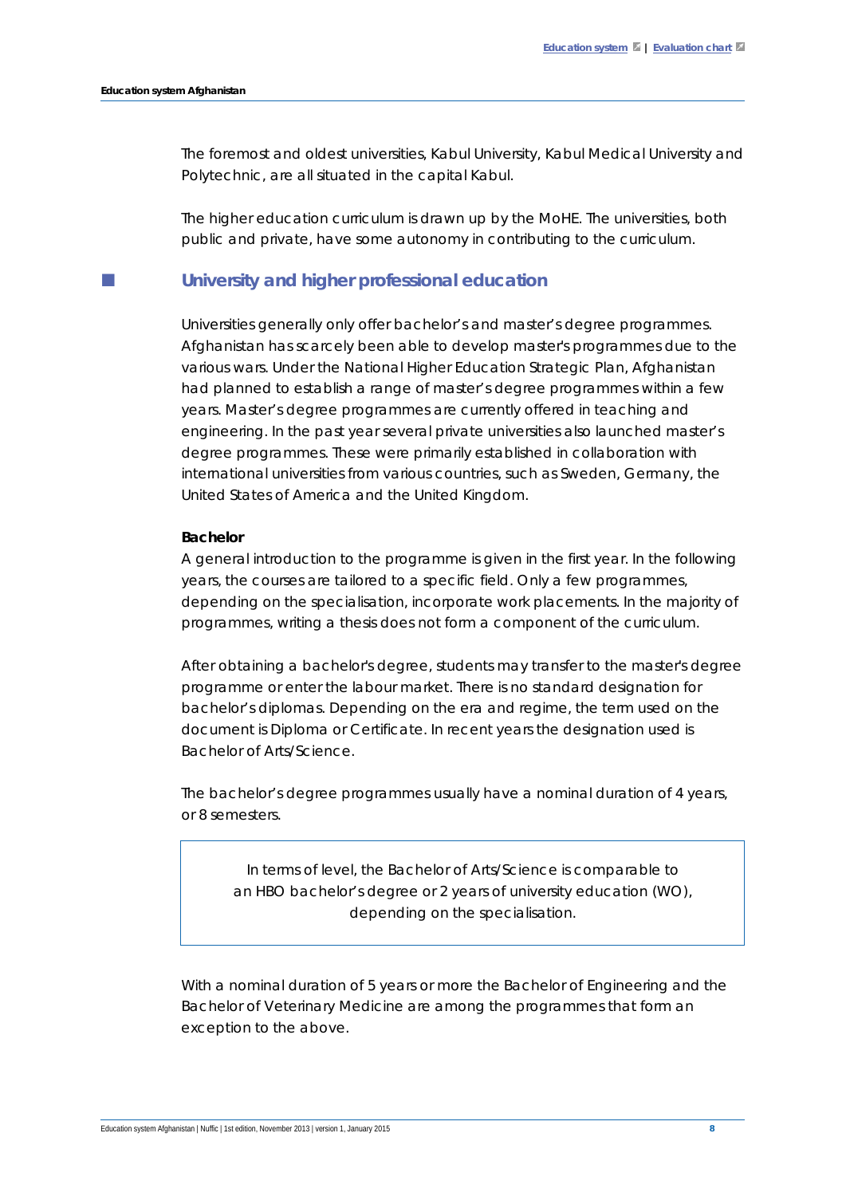The foremost and oldest universities, Kabul University, Kabul Medical University and Polytechnic, are all situated in the capital Kabul.

The higher education curriculum is drawn up by the MoHE. The universities, both public and private, have some autonomy in contributing to the curriculum.

## University and higher professional education

Universities generally only offer bachelor's and master's degree programmes. Afghanistan has scarcely been able to develop master's programmes due to the various wars. Under the National Higher Education Strategic Plan, Afghanistan had planned to establish a range of master's degree programmes within a few years. Master's degree programmes are currently offered in teaching and engineering. In the past year several private universities also launched master's degree programmes. These were primarily established in collaboration with international universities from various countries, such as Sweden, Germany, the United States of America and the United Kingdom.

**Bachelor**

A general introduction to the programme is given in the first year. In the following years, the courses are tailored to a specific field. Only a few programmes, depending on the specialisation, incorporate work placements. In the majority of programmes, writing a thesis does not form a component of the curriculum.

After obtaining a bachelor's degree, students may transfer to the master's degree programme or enter the labour market. There is no standard designation for bachelor's diplomas. Depending on the era and regime, the term used on the document is Diploma or Certificate. In recent years the designation used is Bachelor of Arts/Science.

The bachelor's degree programmes usually have a nominal duration of 4 years, or 8 semesters.

> In terms of level, the Bachelor of Arts/Science is comparable to an HBO bachelor's degree or 2 years of university education (WO), depending on the specialisation.

With a nominal duration of 5 years or more the Bachelor of Engineering and the Bachelor of Veterinary Medicine are among the programmes that form an exception to the above.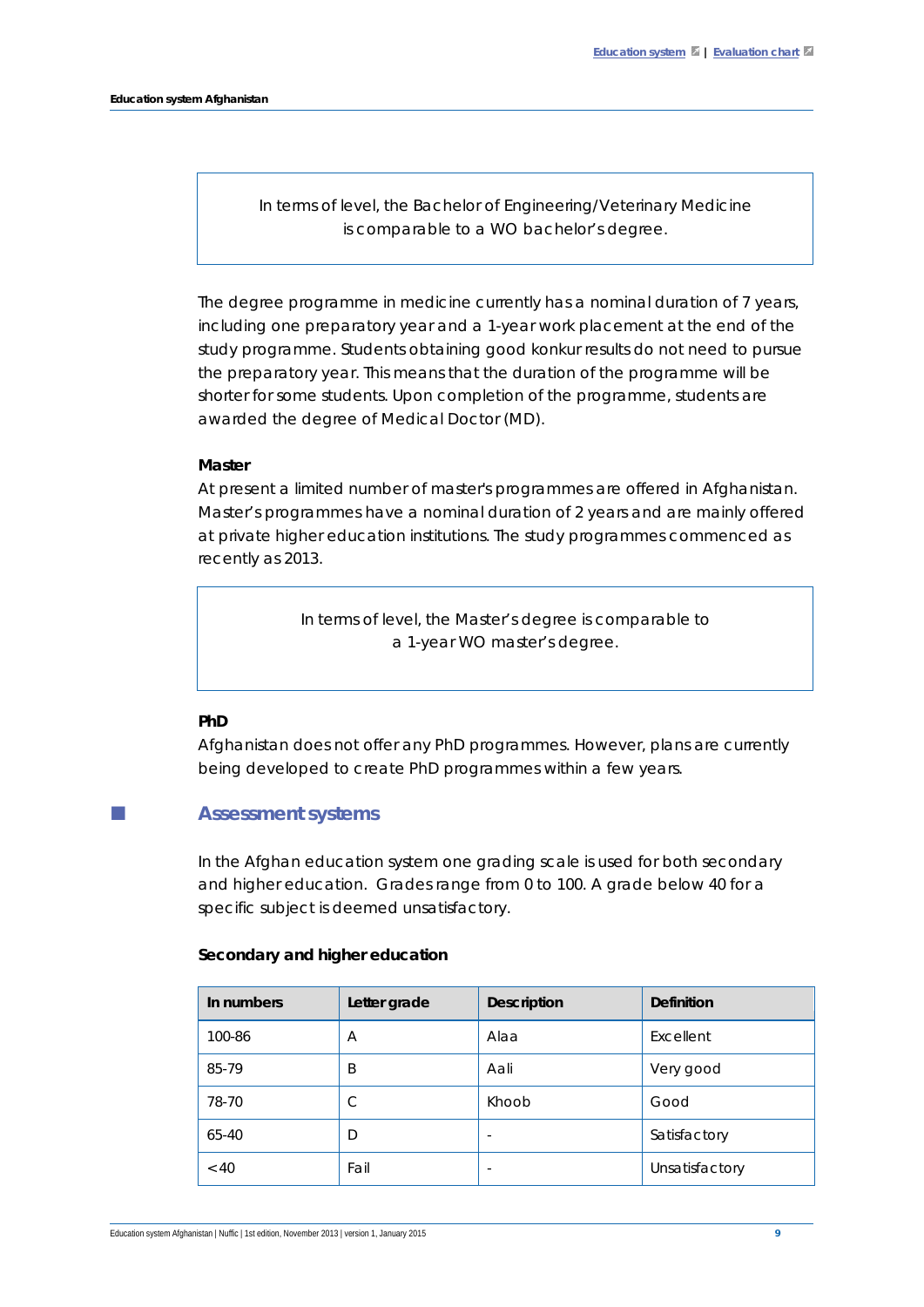In terms of level, the Bachelor of Engineering/Veterinary Medicine is comparable to a WO bachelor's degree.

The degree programme in medicine currently has a nominal duration of 7 years, including one preparatory year and a 1-year work placement at the end of the study programme. Students obtaining good konkur results do not need to pursue the preparatory year. This means that the duration of the programme will be shorter for some students. Upon completion of the programme, students are awarded the degree of Medical Doctor (MD).

**Master**

At present a limited number of master's programmes are offered in Afghanistan. Master's programmes have a nominal duration of 2 years and are mainly offered at private higher education institutions. The study programmes commenced as recently as 2013.

In terms of level, the Master's degree is comparable to a 1-year WO master's degree.

**PhD**

Afghanistan does not offer any PhD programmes. However, plans are currently being developed to create PhD programmes within a few years.

## Assessment systems

In the Afghan education system one grading scale is used for both secondary and higher education. Grades range from 0 to 100. A grade below 40 for a specific subject is deemed unsatisfactory.

**Secondary and higher education**

| In numbers | Letter grade | Description | Definition |
|---|---|---|---|
| 100-86 | A | Alaa | Excellent |
| 85-79 | B | Aali | Very good |
| 78-70 | C | Khoob | Good |
| 65-40 | D | - | Satisfactory |
| < 40 | Fail | - | Unsatisfactory |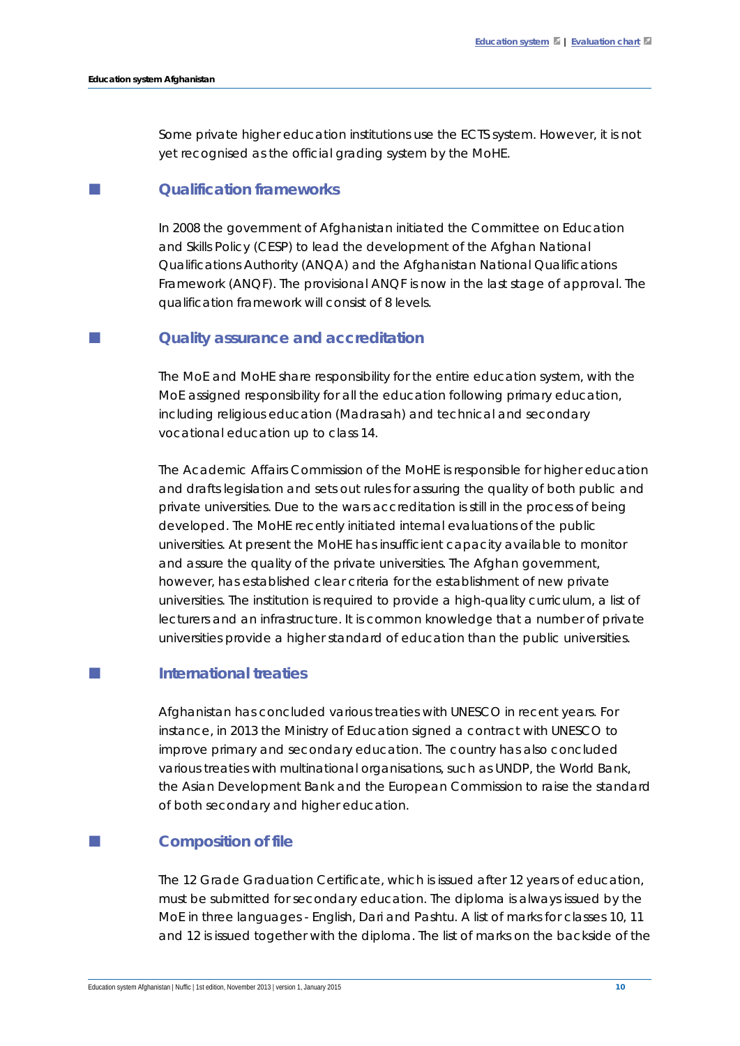Some private higher education institutions use the ECTS system. However, it is not yet recognised as the official grading system by the MoHE.

## Qualification frameworks

In 2008 the government of Afghanistan initiated the Committee on Education and Skills Policy (CESP) to lead the development of the Afghan National Qualifications Authority (ANQA) and the Afghanistan National Qualifications Framework (ANQF). The provisional ANQF is now in the last stage of approval. The qualification framework will consist of 8 levels.

## Quality assurance and accreditation

The MoE and MoHE share responsibility for the entire education system, with the MoE assigned responsibility for all the education following primary education, including religious education (Madrasah) and technical and secondary vocational education up to class 14.

The Academic Affairs Commission of the MoHE is responsible for higher education and drafts legislation and sets out rules for assuring the quality of both public and private universities. Due to the wars accreditation is still in the process of being developed. The MoHE recently initiated internal evaluations of the public universities. At present the MoHE has insufficient capacity available to monitor and assure the quality of the private universities. The Afghan government, however, has established clear criteria for the establishment of new private universities. The institution is required to provide a high-quality curriculum, a list of lecturers and an infrastructure. It is common knowledge that a number of private universities provide a higher standard of education than the public universities.

## International treaties

Afghanistan has concluded various treaties with UNESCO in recent years. For instance, in 2013 the Ministry of Education signed a contract with UNESCO to improve primary and secondary education. The country has also concluded various treaties with multinational organisations, such as UNDP, the World Bank, the Asian Development Bank and the European Commission to raise the standard of both secondary and higher education.

## Composition of file

The 12 Grade Graduation Certificate, which is issued after 12 years of education, must be submitted for secondary education. The diploma is always issued by the MoE in three languages - English, Dari and Pashtu. A list of marks for classes 10, 11 and 12 is issued together with the diploma. The list of marks on the backside of the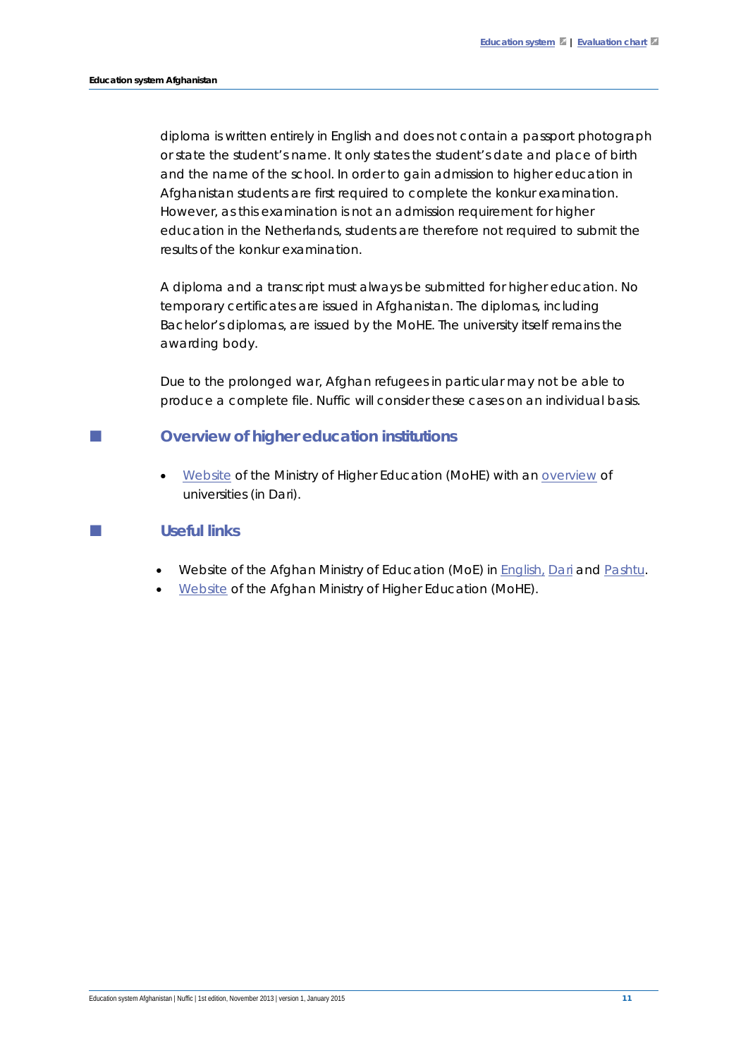diploma is written entirely in English and does not contain a passport photograph or state the student's name. It only states the student's date and place of birth and the name of the school. In order to gain admission to higher education in Afghanistan students are first required to complete the konkur examination. However, as this examination is not an admission requirement for higher education in the Netherlands, students are therefore not required to submit the results of the konkur examination.

A diploma and a transcript must always be submitted for higher education. No temporary certificates are issued in Afghanistan. The diplomas, including Bachelor's diplomas, are issued by the MoHE. The university itself remains the awarding body.

Due to the prolonged war, Afghan refugees in particular may not be able to produce a complete file. Nuffic will consider these cases on an individual basis.

## Overview of higher education institutions

- Website of the Ministry of Higher Education (MoHE) with an overview of universities (in Dari).

## Useful links

- Website of the Afghan Ministry of Education (MoE) in English, Dari and Pashtu.
- Website of the Afghan Ministry of Higher Education (MoHE).